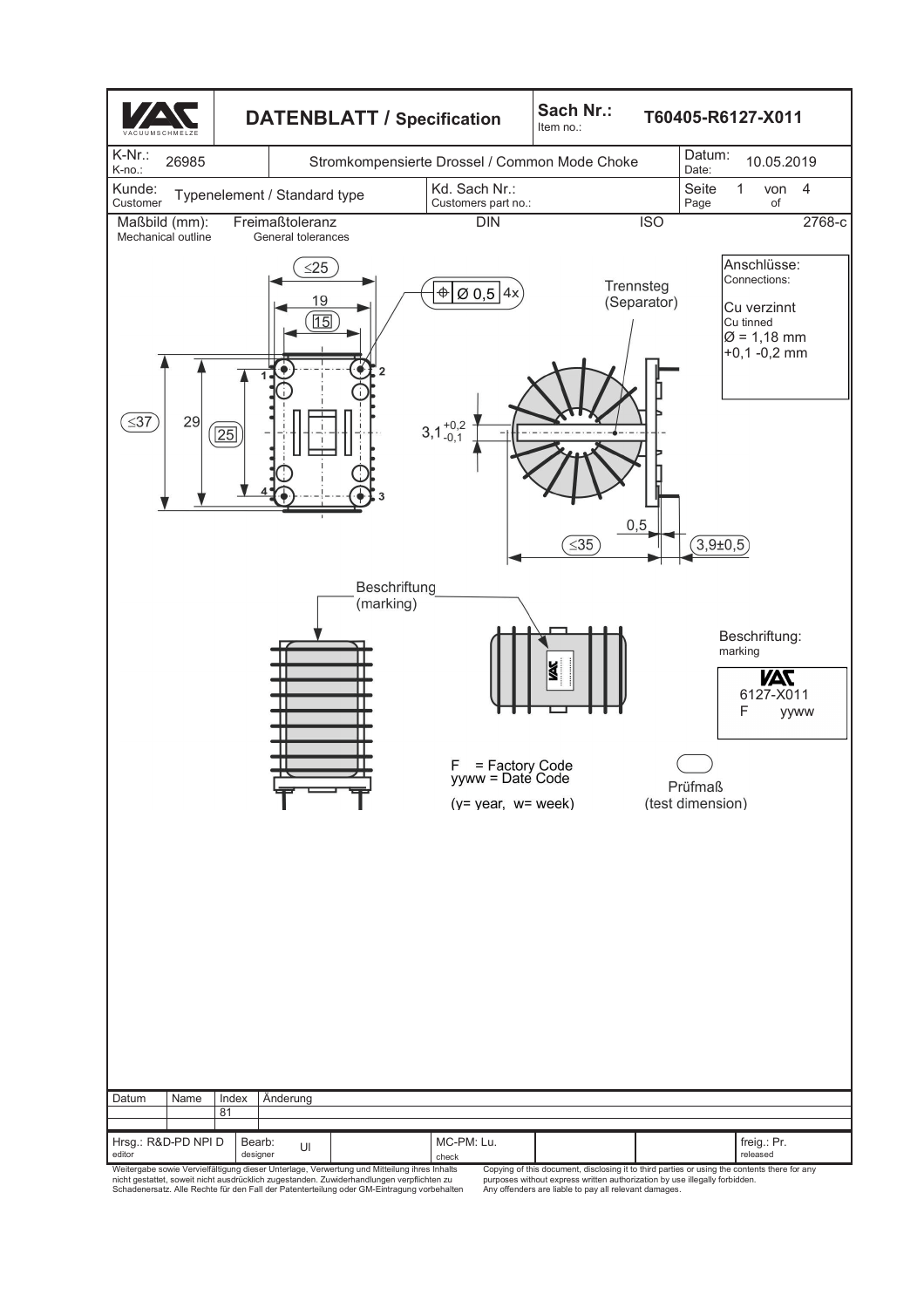# DATENBLATT / Specification

| | | | |
|---|---|---|---|
| VAC VACUUMSCHMELZE | **DATENBLATT / Specification** | Sach Nr.: Item no.: | **T60405-R6127-X011** |
| K-Nr.: K-no.: 26985 | Stromkompensierte Drossel / Common Mode Choke | | Datum: Date: 10.05.2019 |
| Kunde: Customer: Typenelement / Standard type | Kd. Sach Nr.: Customers part no.: | | Seite Page 1 von of 4 |

Maßbild (mm): Mechanical outline — Freimaßtoleranz General tolerances — DIN ISO 2768-c

≤25, 19, 15, ≤37, 29, 25, Ø 0,5 4x, $3{,}1^{+0{,}2}_{-0{,}1}$, 0,5, ≤35, 3,9±0,5

Pins: 1, 2, 3, 4

Trennsteg (Separator)

**Anschlüsse:** Connections:
Cu verzinnt
Cu tinned
Ø = 1,18 mm
+0,1 -0,2 mm

Beschriftung (marking)

**Beschriftung:** marking
VAC
6127-X011
F yyww

F = Factory Code
yyww = Date Code
(y= year, w= week)

Prüfmaß (test dimension)

| Datum | Name | Index | Änderung |
|---|---|---|---|
| | | 81 | |

| | | | |
|---|---|---|---|
| Hrsg.: R&D-PD NPI D editor | Bearb: designer UI | MC-PM: Lu. check | freig.: Pr. released |

Weitergabe sowie Vervielfältigung dieser Unterlage, Verwertung und Mitteilung ihres Inhalts nicht gestattet, soweit nicht ausdrücklich zugestanden. Zuwiderhandlungen verpflichten zu Schadenersatz. Alle Rechte für den Fall der Patenterteilung oder GM-Eintragung vorbehalten

Copying of this document, disclosing it to third parties or using the contents there for any purposes without express written authorization by use illegally forbidden. Any offenders are liable to pay all relevant damages.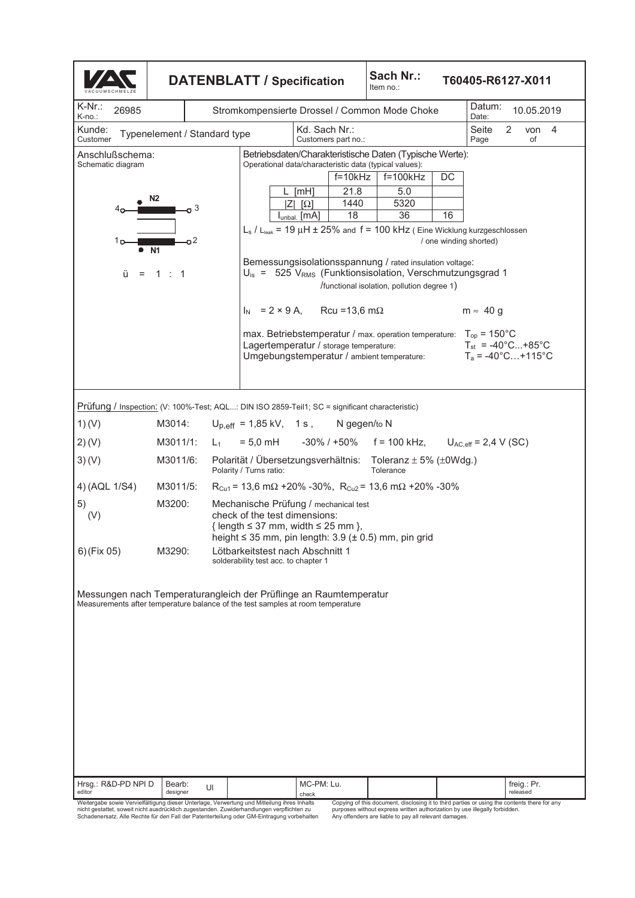# DATENBLATT / Specification

**Sach Nr.:** / Item no.: **T60405-R6127-X011**

| K-Nr.: / K-no.: 26985 | Stromkompensierte Drossel / Common Mode Choke | Datum: / Date: 10.05.2019 |
|---|---|---|
| Kunde: / Customer: Typenelement / Standard type | Kd. Sach Nr.: / Customers part no.: | |

## Anschlußschema: / Schematic diagram

N2: 4 — 3

N1: 1 — 2

ü = 1 : 1

## Betriebsdaten/Charakteristische Daten (Typische Werte): / Operational data/characteristic data (typical values):

| | f=10kHz | f=100kHz | DC |
|---|---|---|---|
| L [mH] | 21.8 | 5.0 | |
| \|Z\| [Ω] | 1440 | 5320 | |
| $I_{unbal.}$ [mA] | 18 | 36 | 16 |

$L_s$ / $L_{leak}$ = 19 µH ± 25% and f = 100 kHz ( Eine Wicklung kurzgeschlossen / one winding shorted)

Bemessungsisolationsspannung / rated insulation voltage:
$U_{is}$ = 525 $V_{RMS}$ (Funktionsisolation, Verschmutzungsgrad 1 /functional isolation, pollution degree 1)

$I_N$ = 2 × 9 A, Rcu =13,6 mΩ m ≈ 40 g

max. Betriebstemperatur / max. operation temperature: $T_{op}$ = 150°C
Lagertemperatur / storage temperature: $T_{st}$ = -40°C...+85°C
Umgebungstemperatur / ambient temperature: $T_a$ = -40°C…+115°C

## Prüfung / Inspection: (V: 100%-Test; AQL...: DIN ISO 2859-Teil1; SC = significant characteristic)

| | | |
|---|---|---|
| 1) (V) | M3014: | $U_{p,eff}$ = 1,85 kV, 1 s , N gegen/to N |
| 2) (V) | M3011/1: | $L_1$ = 5,0 mH -30% / +50% f = 100 kHz, $U_{AC,eff}$ = 2,4 V (SC) |
| 3) (V) | M3011/6: | Polarität / Übersetzungsverhältnis: / Polarity / Turns ratio: Toleranz ± 5% (±0Wdg.) / Tolerance |
| 4) (AQL 1/S4) | M3011/5: | $R_{Cu1}$ = 13,6 mΩ +20% -30%, $R_{Cu2}$ = 13,6 mΩ +20% -30% |
| 5) (V) | M3200: | Mechanische Prüfung / mechanical test<br>check of the test dimensions:<br>{ length ≤ 37 mm, width ≤ 25 mm },<br>height ≤ 35 mm, pin length: 3.9 (± 0.5) mm, pin grid |
| 6) (Fix 05) | M3290: | Lötbarkeitstest nach Abschnitt 1<br>solderability test acc. to chapter 1 |

Messungen nach Temperaturangleich der Prüflinge an Raumtemperatur
Measurements after temperature balance of the test samples at room temperature

| Hrsg.: / editor R&D-PD NPI D | Bearb.: / designer Ul | MC-PM: / check Lu. | freig.: / released Pr. |
|---|---|---|---|

Weitergabe sowie Vervielfältigung dieser Unterlage, Verwertung und Mitteilung ihres Inhalts nicht gestattet, soweit nicht ausdrücklich zugestanden. Zuwiderhandlungen verpflichten zu Schadenersatz. Alle Rechte für den Fall der Patenterteilung oder GM-Eintragung vorbehalten

Copying of this document, disclosing it to third parties or using the contents there for any purposes without express written authorization by use illegally forbidden. Any offenders are liable to pay all relevant damages.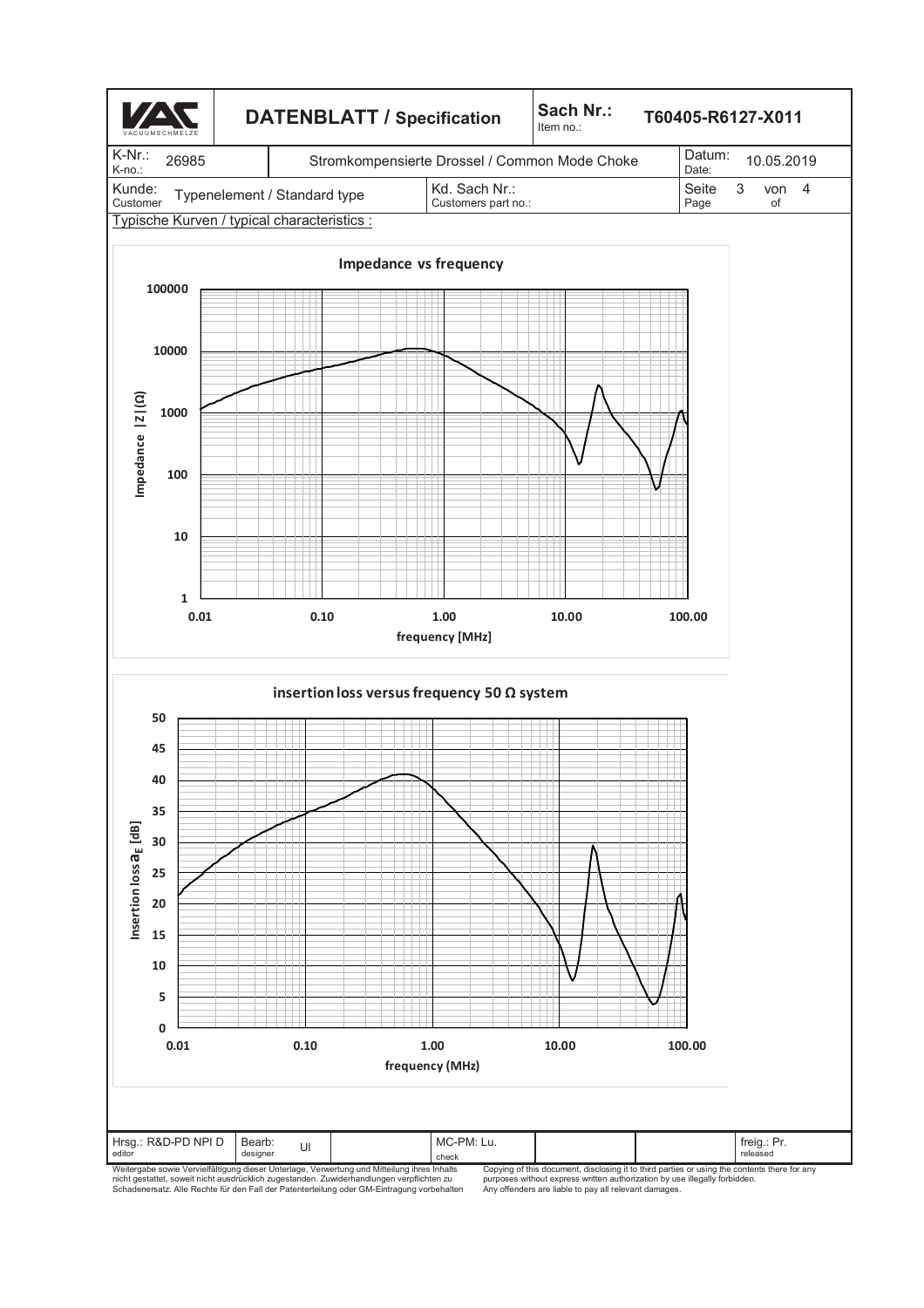| DATENBLATT / Specification | Sach Nr.: Item no.: | T60405-R6127-X011 |
|---|---|---|

| K-Nr.: K-no.: 26985 | Stromkompensierte Drossel / Common Mode Choke | Datum: Date: 10.05.2019 |
|---|---|---|
| Kunde: Customer: Typenelement / Standard type | Kd. Sach Nr.: Customers part no.: | |

Typische Kurven / typical characteristics :

**Impedance vs frequency**

Impedance |Z|(Ω): 1, 10, 100, 1000, 10000, 100000

frequency [MHz]: 0.01, 0.10, 1.00, 10.00, 100.00

**insertion loss versus frequency 50 Ω system**

Insertion loss $a_E$ [dB]: 0, 5, 10, 15, 20, 25, 30, 35, 40, 45, 50

frequency (MHz): 0.01, 0.10, 1.00, 10.00, 100.00

| Hrsg.: R&D-PD NPI D editor | Bearb: designer Ul | MC-PM: Lu. check | freig.: Pr. released |
|---|---|---|---|

Weitergabe sowie Vervielfältigung dieser Unterlage, Verwertung und Mitteilung ihres Inhalts nicht gestattet, soweit nicht ausdrücklich zugestanden. Zuwiderhandlungen verpflichten zu Schadenersatz. Alle Rechte für den Fall der Patenterteilung oder GM-Eintragung vorbehalten

Copying of this document, disclosing it to third parties or using the contents there for any purposes without express written authorization by use illegally forbidden. Any offenders are liable to pay all relevant damages.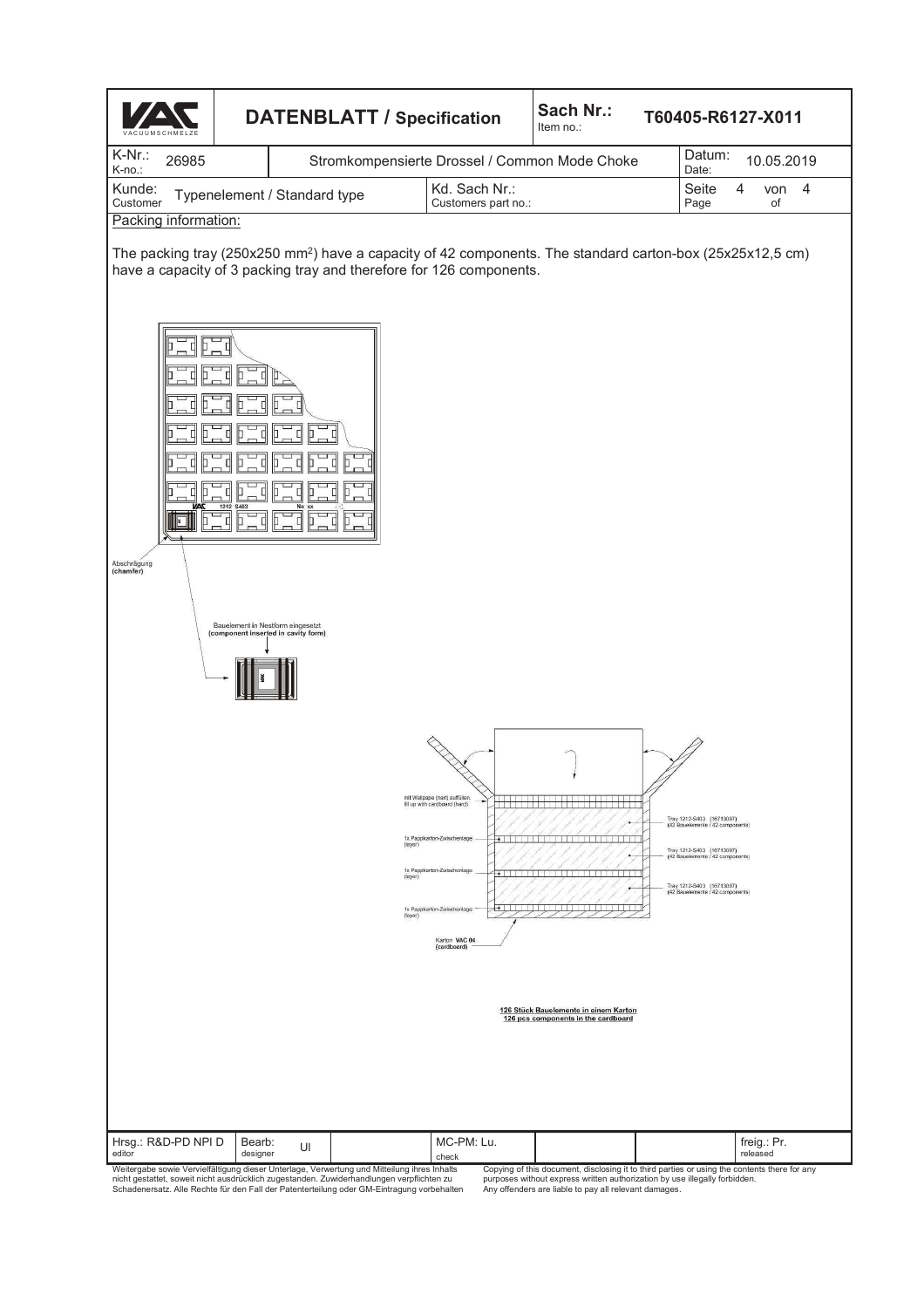| DATENBLATT / Specification | Sach Nr.: Item no.: | T60405-R6127-X011 |
|---|---|---|
| K-Nr.: K-no.: 26985 | Stromkompensierte Drossel / Common Mode Choke | Datum: Date: 10.05.2019 |
| Kunde: Customer: Typenelement / Standard type | Kd. Sach Nr.: Customers part no.: | Seite 4 von 4 Page of |

Packing information:

The packing tray (250x250 mm$^2$) have a capacity of 42 components. The standard carton-box (25x25x12,5 cm) have a capacity of 3 packing tray and therefore for 126 components.

VAC 1212 S403 No xx

Abschrägung (chamfer)

Bauelement in Nestform eingesetzt (component inserted in cavity form)

mit Wellpape (hart) auffüllen. fill up with cardboard (hard)

1x Pappkarton-Zwischenlage (layer)

1x Pappkarton-Zwischenlage (layer)

1x Pappkarton-Zwischenlage (layer)

Karton VAC 04 (cardboard)

Tray 1212-S403 (16713097) (42 Bauelemente / 42 components)

Tray 1212-S403 (16713097) (42 Bauelemente / 42 components)

Tray 1212-S403 (16713097) (42 Bauelemente / 42 components)

126 Stück Bauelemente in einem Karton
126 pcs components in the cardboard

| Hrsg.: R&D-PD NPI D editor | Bearb: designer Ul | MC-PM: Lu. check | freig.: Pr. released |
|---|---|---|---|

Weitergabe sowie Vervielfältigung dieser Unterlage, Verwertung und Mitteilung ihres Inhalts nicht gestattet, soweit nicht ausdrücklich zugestanden. Zuwiderhandlungen verpflichten zu Schadenersatz. Alle Rechte für den Fall der Patenterteilung oder GM-Eintragung vorbehalten

Copying of this document, disclosing it to third parties or using the contents there for any purposes without express written authorization by use illegally forbidden. Any offenders are liable to pay all relevant damages.